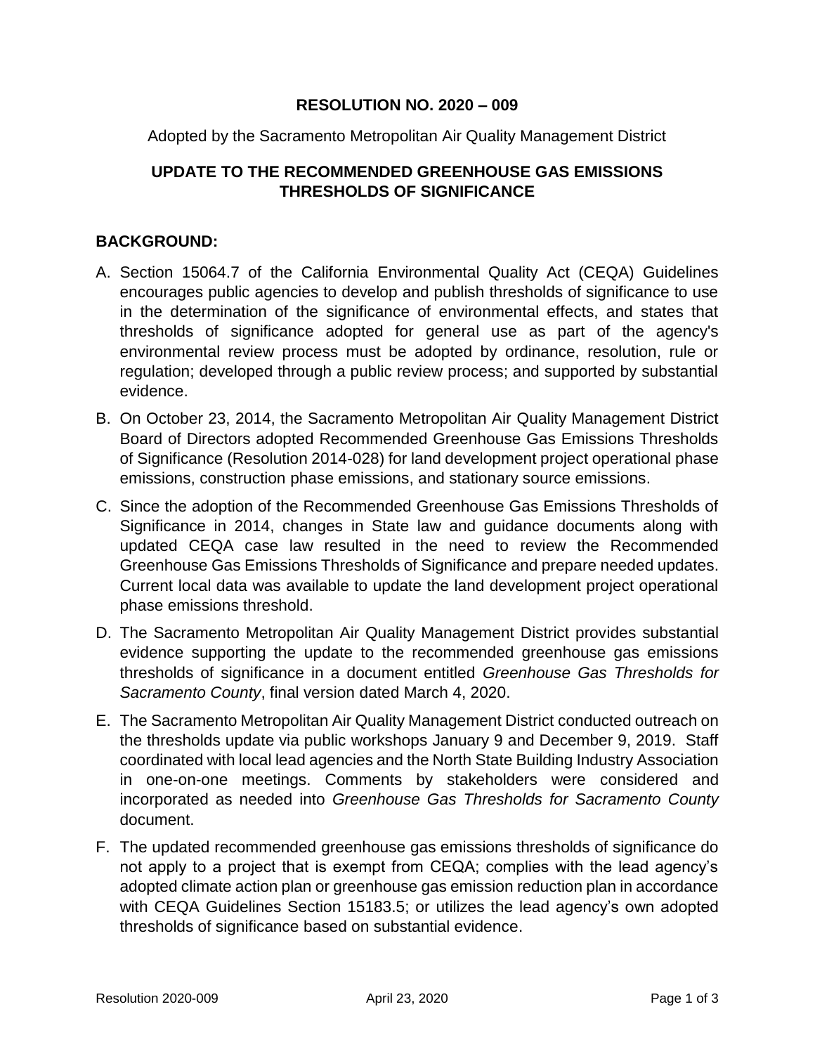# RESOLUTION NO. 2020 – 009

Adopted by the Sacramento Metropolitan Air Quality Management District

## UPDATE TO THE RECOMMENDED GREENHOUSE GAS EMISSIONS THRESHOLDS OF SIGNIFICANCE

### BACKGROUND:

A. Section 15064.7 of the California Environmental Quality Act (CEQA) Guidelines encourages public agencies to develop and publish thresholds of significance to use in the determination of the significance of environmental effects, and states that thresholds of significance adopted for general use as part of the agency's environmental review process must be adopted by ordinance, resolution, rule or regulation; developed through a public review process; and supported by substantial evidence.

B. On October 23, 2014, the Sacramento Metropolitan Air Quality Management District Board of Directors adopted Recommended Greenhouse Gas Emissions Thresholds of Significance (Resolution 2014-028) for land development project operational phase emissions, construction phase emissions, and stationary source emissions.

C. Since the adoption of the Recommended Greenhouse Gas Emissions Thresholds of Significance in 2014, changes in State law and guidance documents along with updated CEQA case law resulted in the need to review the Recommended Greenhouse Gas Emissions Thresholds of Significance and prepare needed updates. Current local data was available to update the land development project operational phase emissions threshold.

D. The Sacramento Metropolitan Air Quality Management District provides substantial evidence supporting the update to the recommended greenhouse gas emissions thresholds of significance in a document entitled *Greenhouse Gas Thresholds for Sacramento County*, final version dated March 4, 2020.

E. The Sacramento Metropolitan Air Quality Management District conducted outreach on the thresholds update via public workshops January 9 and December 9, 2019. Staff coordinated with local lead agencies and the North State Building Industry Association in one-on-one meetings. Comments by stakeholders were considered and incorporated as needed into *Greenhouse Gas Thresholds for Sacramento County* document.

F. The updated recommended greenhouse gas emissions thresholds of significance do not apply to a project that is exempt from CEQA; complies with the lead agency's adopted climate action plan or greenhouse gas emission reduction plan in accordance with CEQA Guidelines Section 15183.5; or utilizes the lead agency's own adopted thresholds of significance based on substantial evidence.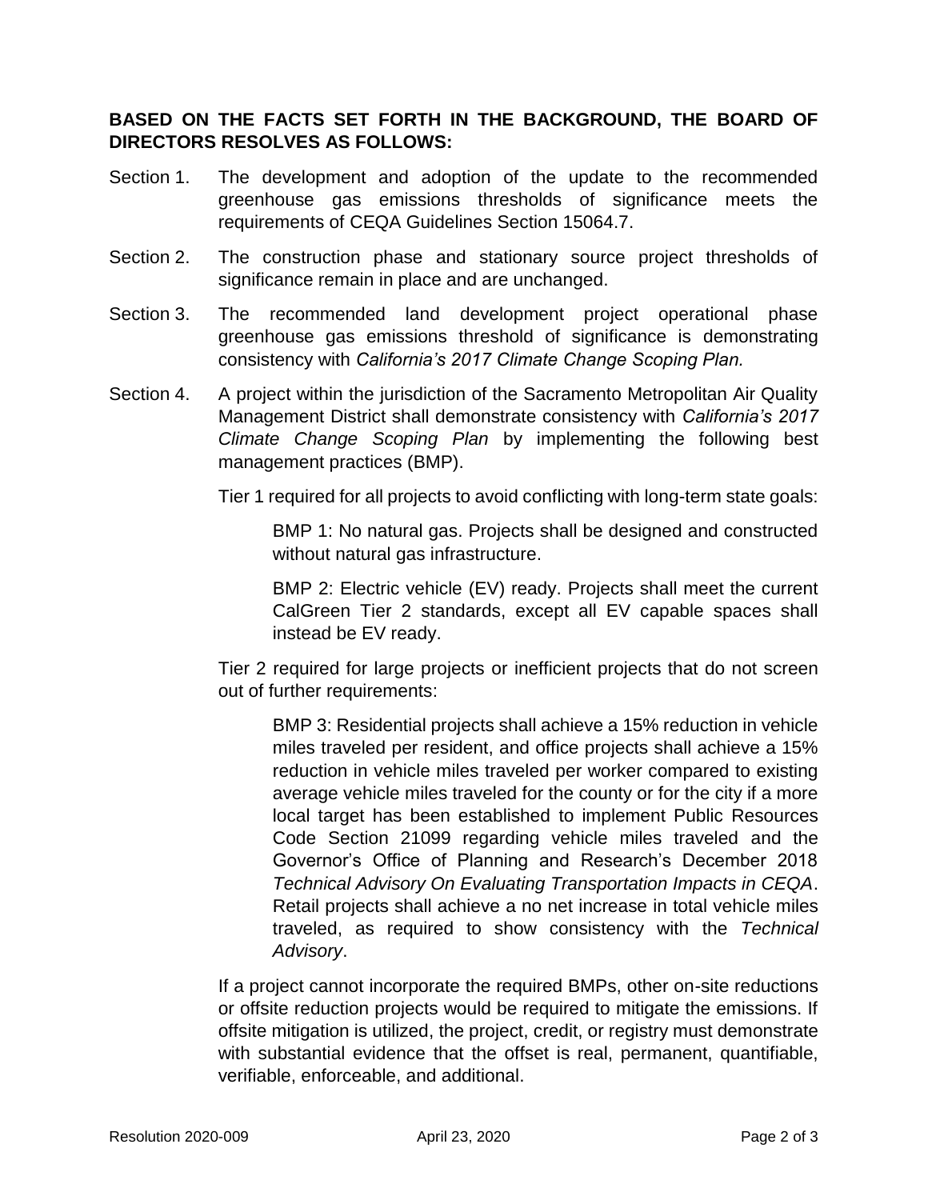**BASED ON THE FACTS SET FORTH IN THE BACKGROUND, THE BOARD OF DIRECTORS RESOLVES AS FOLLOWS:**

Section 1. The development and adoption of the update to the recommended greenhouse gas emissions thresholds of significance meets the requirements of CEQA Guidelines Section 15064.7.

Section 2. The construction phase and stationary source project thresholds of significance remain in place and are unchanged.

Section 3. The recommended land development project operational phase greenhouse gas emissions threshold of significance is demonstrating consistency with *California's 2017 Climate Change Scoping Plan.*

Section 4. A project within the jurisdiction of the Sacramento Metropolitan Air Quality Management District shall demonstrate consistency with *California's 2017 Climate Change Scoping Plan* by implementing the following best management practices (BMP).

Tier 1 required for all projects to avoid conflicting with long-term state goals:

BMP 1: No natural gas. Projects shall be designed and constructed without natural gas infrastructure.

BMP 2: Electric vehicle (EV) ready. Projects shall meet the current CalGreen Tier 2 standards, except all EV capable spaces shall instead be EV ready.

Tier 2 required for large projects or inefficient projects that do not screen out of further requirements:

BMP 3: Residential projects shall achieve a 15% reduction in vehicle miles traveled per resident, and office projects shall achieve a 15% reduction in vehicle miles traveled per worker compared to existing average vehicle miles traveled for the county or for the city if a more local target has been established to implement Public Resources Code Section 21099 regarding vehicle miles traveled and the Governor's Office of Planning and Research's December 2018 *Technical Advisory On Evaluating Transportation Impacts in CEQA*. Retail projects shall achieve a no net increase in total vehicle miles traveled, as required to show consistency with the *Technical Advisory*.

If a project cannot incorporate the required BMPs, other on-site reductions or offsite reduction projects would be required to mitigate the emissions. If offsite mitigation is utilized, the project, credit, or registry must demonstrate with substantial evidence that the offset is real, permanent, quantifiable, verifiable, enforceable, and additional.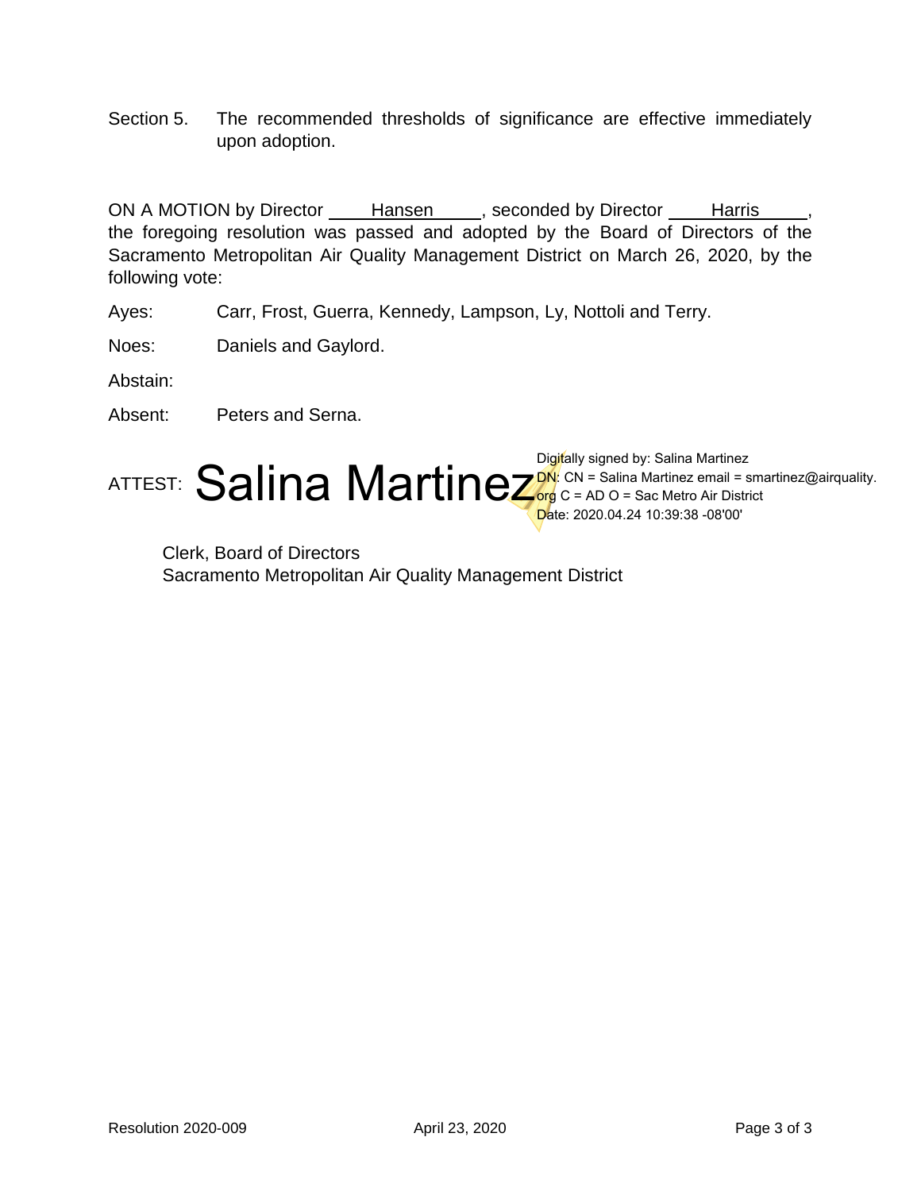Section 5. The recommended thresholds of significance are effective immediately upon adoption.

ON A MOTION by Director Hansen, seconded by Director Harris, the foregoing resolution was passed and adopted by the Board of Directors of the Sacramento Metropolitan Air Quality Management District on March 26, 2020, by the following vote:

Ayes: Carr, Frost, Guerra, Kennedy, Lampson, Ly, Nottoli and Terry.

Noes: Daniels and Gaylord.

Abstain:

Absent: Peters and Serna.

ATTEST: Salina Martinez

Digitally signed by: Salina Martinez
DN: CN = Salina Martinez email = smartinez@airquality.org C = AD O = Sac Metro Air District
Date: 2020.04.24 10:39:38 -08'00'

Clerk, Board of Directors
Sacramento Metropolitan Air Quality Management District

Resolution 2020-009 April 23, 2020